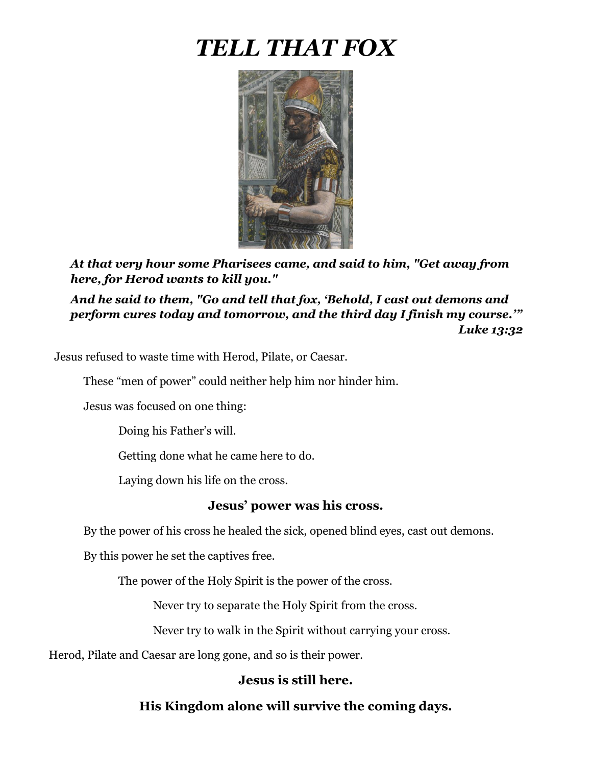# *TELL THAT FOX*

> ***At that very hour some Pharisees came, and said to him, "Get away from here, for Herod wants to kill you."***
>
> ***And he said to them, "Go and tell that fox, 'Behold, I cast out demons and perform cures today and tomorrow, and the third day I finish my course.'"***
>
> ***Luke 13:32***

Jesus refused to waste time with Herod, Pilate, or Caesar.

These "men of power" could neither help him nor hinder him.

Jesus was focused on one thing:

Doing his Father's will.

Getting done what he came here to do.

Laying down his life on the cross.

**Jesus' power was his cross.**

By the power of his cross he healed the sick, opened blind eyes, cast out demons.

By this power he set the captives free.

The power of the Holy Spirit is the power of the cross.

Never try to separate the Holy Spirit from the cross.

Never try to walk in the Spirit without carrying your cross.

Herod, Pilate and Caesar are long gone, and so is their power.

**Jesus is still here.**

**His Kingdom alone will survive the coming days.**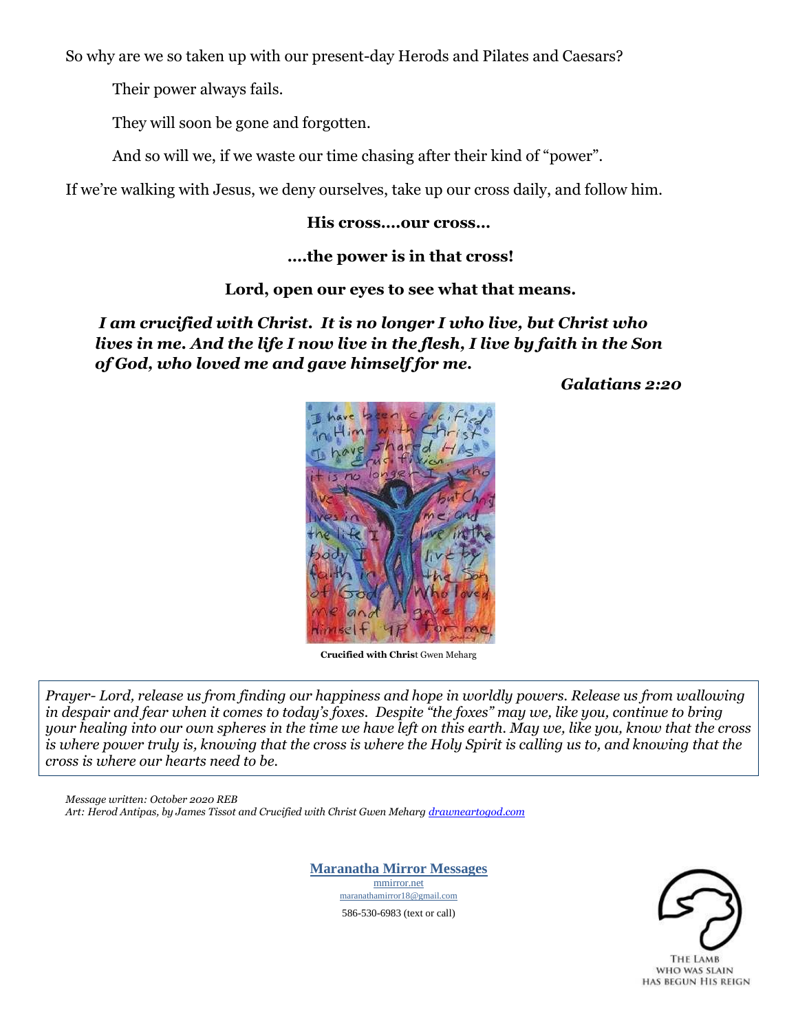So why are we so taken up with our present-day Herods and Pilates and Caesars?

Their power always fails.

They will soon be gone and forgotten.

And so will we, if we waste our time chasing after their kind of "power".

If we're walking with Jesus, we deny ourselves, take up our cross daily, and follow him.

**His cross….our cross…**

**….the power is in that cross!**

**Lord, open our eyes to see what that means.**

***I am crucified with Christ. It is no longer I who live, but Christ who lives in me. And the life I now live in the flesh, I live by faith in the Son of God, who loved me and gave himself for me.***

***Galatians 2:20***

**Crucified with Chris**t Gwen Meharg

*Prayer- Lord, release us from finding our happiness and hope in worldly powers. Release us from wallowing in despair and fear when it comes to today's foxes. Despite "the foxes" may we, like you, continue to bring your healing into our own spheres in the time we have left on this earth. May we, like you, know that the cross is where power truly is, knowing that the cross is where the Holy Spirit is calling us to, and knowing that the cross is where our hearts need to be.*

*Message written: October 2020 REB*
*Art: Herod Antipas, by James Tissot and Crucified with Christ Gwen Meharg [drawneartogod.com](drawneartogod.com)*

**Maranatha Mirror Messages**
mmirror.net
maranathamirror18@gmail.com
586-530-6983 (text or call)

THE LAMB WHO WAS SLAIN HAS BEGUN HIS REIGN